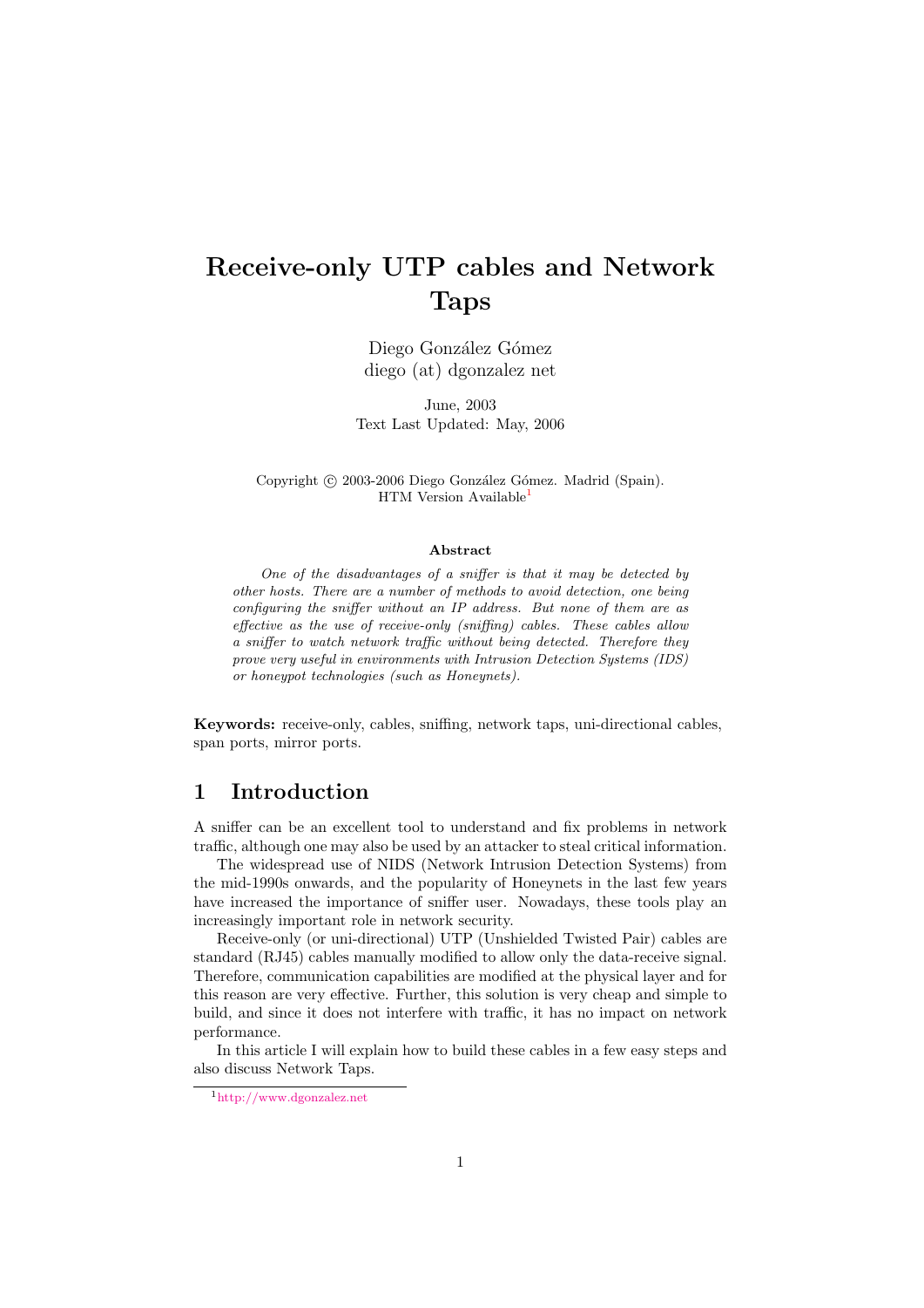# Receive-only UTP cables and Network Taps

Diego González Gómez
diego (at) dgonzalez net

June, 2003
Text Last Updated: May, 2006

Copyright © 2003-2006 Diego González Gómez. Madrid (Spain).
HTM Version Available[1]

### Abstract

*One of the disadvantages of a sniffer is that it may be detected by other hosts. There are a number of methods to avoid detection, one being configuring the sniffer without an IP address. But none of them are as effective as the use of receive-only (sniffing) cables. These cables allow a sniffer to watch network traffic without being detected. Therefore they prove very useful in environments with Intrusion Detection Systems (IDS) or honeypot technologies (such as Honeynets).*

**Keywords:** receive-only, cables, sniffing, network taps, uni-directional cables, span ports, mirror ports.

## 1 Introduction

A sniffer can be an excellent tool to understand and fix problems in network traffic, although one may also be used by an attacker to steal critical information.

The widespread use of NIDS (Network Intrusion Detection Systems) from the mid-1990s onwards, and the popularity of Honeynets in the last few years have increased the importance of sniffer user. Nowadays, these tools play an increasingly important role in network security.

Receive-only (or uni-directional) UTP (Unshielded Twisted Pair) cables are standard (RJ45) cables manually modified to allow only the data-receive signal. Therefore, communication capabilities are modified at the physical layer and for this reason are very effective. Further, this solution is very cheap and simple to build, and since it does not interfere with traffic, it has no impact on network performance.

In this article I will explain how to build these cables in a few easy steps and also discuss Network Taps.

[1] http://www.dgonzalez.net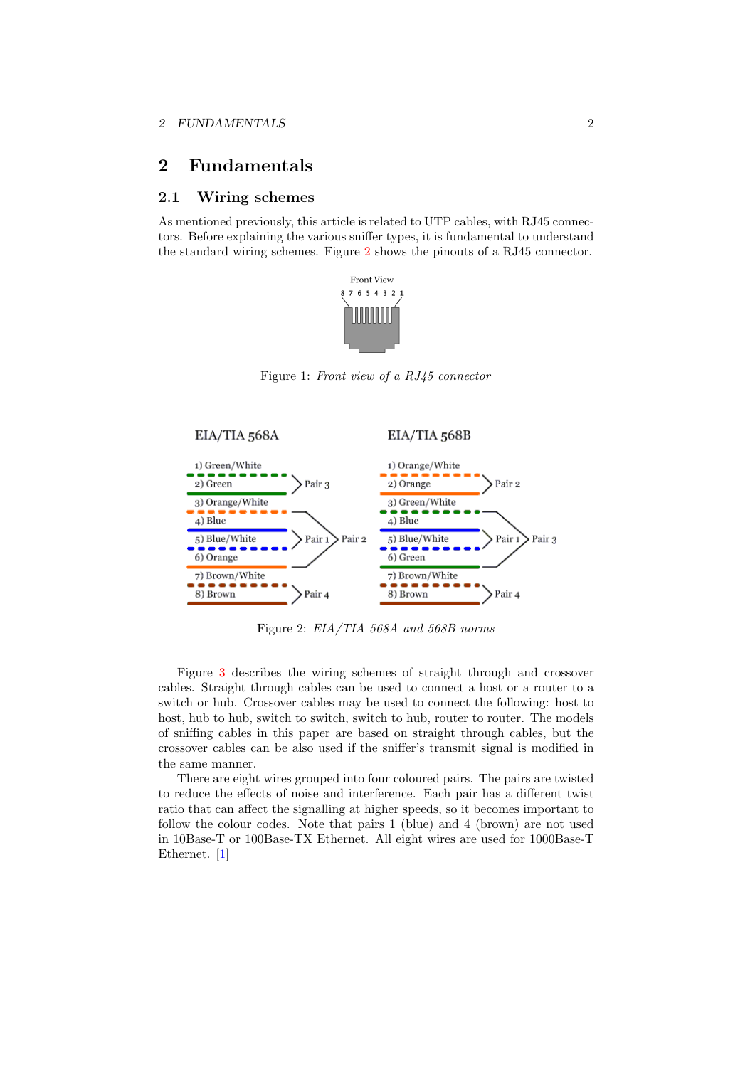# 2 Fundamentals

## 2.1 Wiring schemes

As mentioned previously, this article is related to UTP cables, with RJ45 connectors. Before explaining the various sniffer types, it is fundamental to understand the standard wiring schemes. Figure 2 shows the pinouts of a RJ45 connector.

Front View
8 7 6 5 4 3 2 1

Figure 1: *Front view of a RJ45 connector*

EIA/TIA 568A

1) Green/White
2) Green
Pair 3
3) Orange/White
4) Blue
5) Blue/White
Pair 1
Pair 2
6) Orange
7) Brown/White
8) Brown
Pair 4

EIA/TIA 568B

1) Orange/White
2) Orange
Pair 2
3) Green/White
4) Blue
5) Blue/White
Pair 1
Pair 3
6) Green
7) Brown/White
8) Brown
Pair 4

Figure 2: *EIA/TIA 568A and 568B norms*

Figure 3 describes the wiring schemes of straight through and crossover cables. Straight through cables can be used to connect a host or a router to a switch or hub. Crossover cables may be used to connect the following: host to host, hub to hub, switch to switch, switch to hub, router to router. The models of sniffing cables in this paper are based on straight through cables, but the crossover cables can be also used if the sniffer's transmit signal is modified in the same manner.

There are eight wires grouped into four coloured pairs. The pairs are twisted to reduce the effects of noise and interference. Each pair has a different twist ratio that can affect the signalling at higher speeds, so it becomes important to follow the colour codes. Note that pairs 1 (blue) and 4 (brown) are not used in 10Base-T or 100Base-TX Ethernet. All eight wires are used for 1000Base-T Ethernet. [1]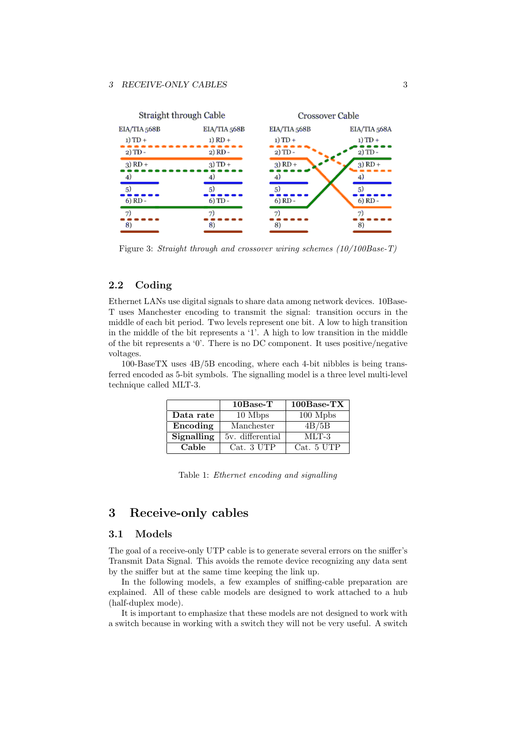Straight through Cable

EIA/TIA 568B

1) TD +

2) TD -

3) RD +

4)

5)

6) RD -

7)

8)

EIA/TIA 568B

1) RD +

2) RD -

3) TD +

4)

5)

6) TD -

7)

8)

Crossover Cable

EIA/TIA 568B

1) TD +

2) TD -

3) RD +

4)

5)

6) RD -

7)

8)

EIA/TIA 568A

1) TD +

2) TD -

3) RD +

4)

5)

6) RD -

7)

8)

Figure 3: *Straight through and crossover wiring schemes (10/100Base-T)*

### 2.2 Coding

Ethernet LANs use digital signals to share data among network devices. 10Base-T uses Manchester encoding to transmit the signal: transition occurs in the middle of each bit period. Two levels represent one bit. A low to high transition in the middle of the bit represents a '1'. A high to low transition in the middle of the bit represents a '0'. There is no DC component. It uses positive/negative voltages.

100-BaseTX uses 4B/5B encoding, where each 4-bit nibbles is being transferred encoded as 5-bit symbols. The signalling model is a three level multi-level technique called MLT-3.

| | 10Base-T | 100Base-TX |
|---|---|---|
| **Data rate** | 10 Mbps | 100 Mpbs |
| **Encoding** | Manchester | 4B/5B |
| **Signalling** | 5v. differential | MLT-3 |
| **Cable** | Cat. 3 UTP | Cat. 5 UTP |

Table 1: *Ethernet encoding and signalling*

## 3 Receive-only cables

### 3.1 Models

The goal of a receive-only UTP cable is to generate several errors on the sniffer's Transmit Data Signal. This avoids the remote device recognizing any data sent by the sniffer but at the same time keeping the link up.

In the following models, a few examples of sniffing-cable preparation are explained. All of these cable models are designed to work attached to a hub (half-duplex mode).

It is important to emphasize that these models are not designed to work with a switch because in working with a switch they will not be very useful. A switch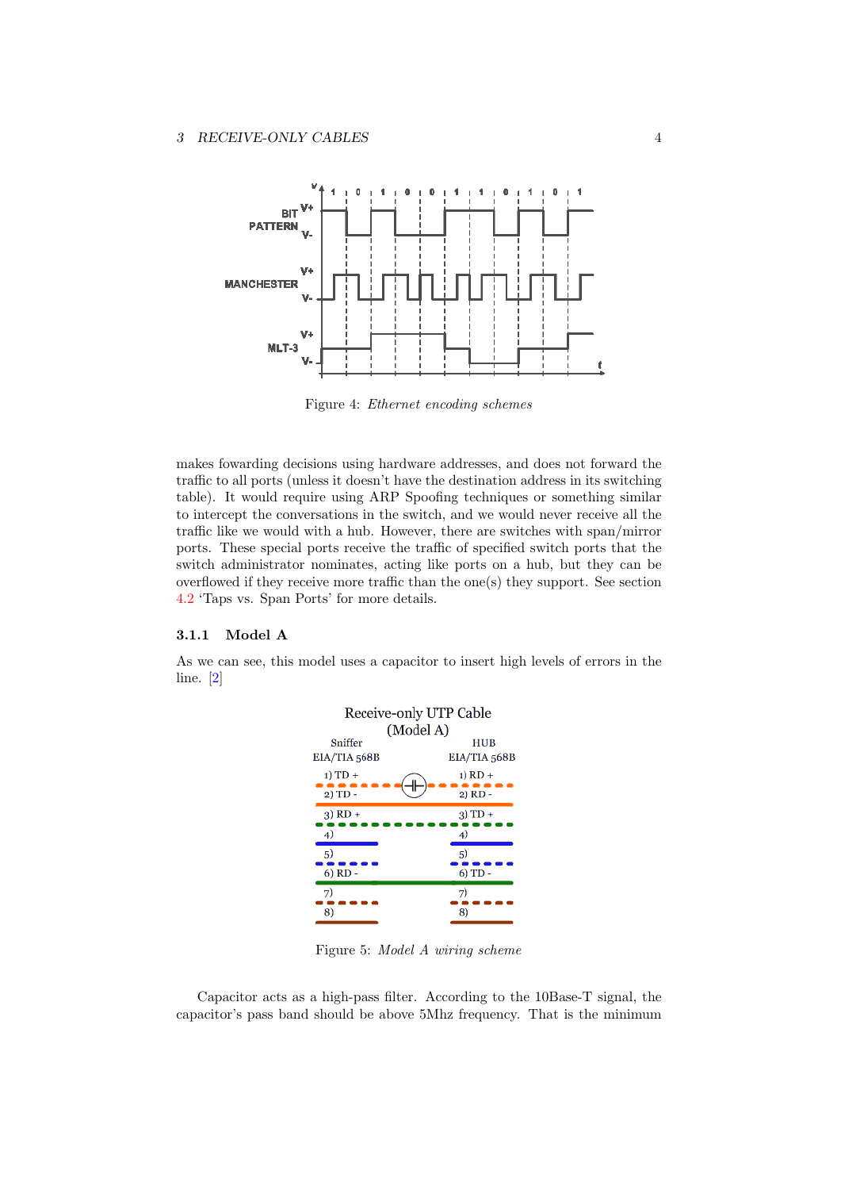V
1 0 1 0 0 1 1 0 1 0 1
BIT PATTERN
V+
V-
MANCHESTER
V+
V-
MLT-3
V+
V-
t

Figure 4: *Ethernet encoding schemes*

makes fowarding decisions using hardware addresses, and does not forward the traffic to all ports (unless it doesn't have the destination address in its switching table). It would require using ARP Spoofing techniques or something similar to intercept the conversations in the switch, and we would never receive all the traffic like we would with a hub. However, there are switches with span/mirror ports. These special ports receive the traffic of specified switch ports that the switch administrator nominates, acting like ports on a hub, but they can be overflowed if they receive more traffic than the one(s) they support. See section 4.2 'Taps vs. Span Ports' for more details.

### 3.1.1 Model A

As we can see, this model uses a capacitor to insert high levels of errors in the line. [2]

Receive-only UTP Cable
(Model A)

Sniffer
EIA/TIA 568B
1) TD +
2) TD -
3) RD +
4)
5)
6) RD -
7)
8)

HUB
EIA/TIA 568B
1) RD +
2) RD -
3) TD +
4)
5)
6) TD -
7)
8)

Figure 5: *Model A wiring scheme*

Capacitor acts as a high-pass filter. According to the 10Base-T signal, the capacitor's pass band should be above 5Mhz frequency. That is the minimum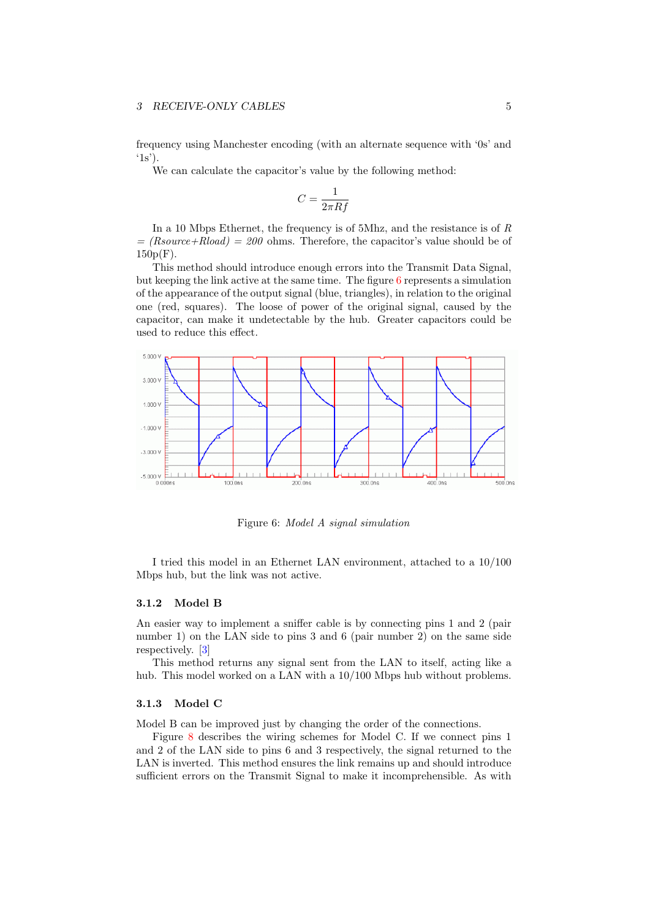frequency using Manchester encoding (with an alternate sequence with '0s' and '1s').

We can calculate the capacitor's value by the following method:

$$C = \frac{1}{2\pi R f}$$

In a 10 Mbps Ethernet, the frequency is of 5Mhz, and the resistance is of $R$ = *(Rsource+Rload)* = *200* ohms. Therefore, the capacitor's value should be of 150p(F).

This method should introduce enough errors into the Transmit Data Signal, but keeping the link active at the same time. The figure 6 represents a simulation of the appearance of the output signal (blue, triangles), in relation to the original one (red, squares). The loose of power of the original signal, caused by the capacitor, can make it undetectable by the hub. Greater capacitors could be used to reduce this effect.

5.000 V
3.000 V
1.000 V
-1.000 V
-3.000 V
-5.000 V
0.000ns
100.0ns
200.0ns
300.0ns
400.0ns
500.0ns

Figure 6: *Model A signal simulation*

I tried this model in an Ethernet LAN environment, attached to a 10/100 Mbps hub, but the link was not active.

### 3.1.2 Model B

An easier way to implement a sniffer cable is by connecting pins 1 and 2 (pair number 1) on the LAN side to pins 3 and 6 (pair number 2) on the same side respectively. [3]

This method returns any signal sent from the LAN to itself, acting like a hub. This model worked on a LAN with a 10/100 Mbps hub without problems.

### 3.1.3 Model C

Model B can be improved just by changing the order of the connections.

Figure 8 describes the wiring schemes for Model C. If we connect pins 1 and 2 of the LAN side to pins 6 and 3 respectively, the signal returned to the LAN is inverted. This method ensures the link remains up and should introduce sufficient errors on the Transmit Signal to make it incomprehensible. As with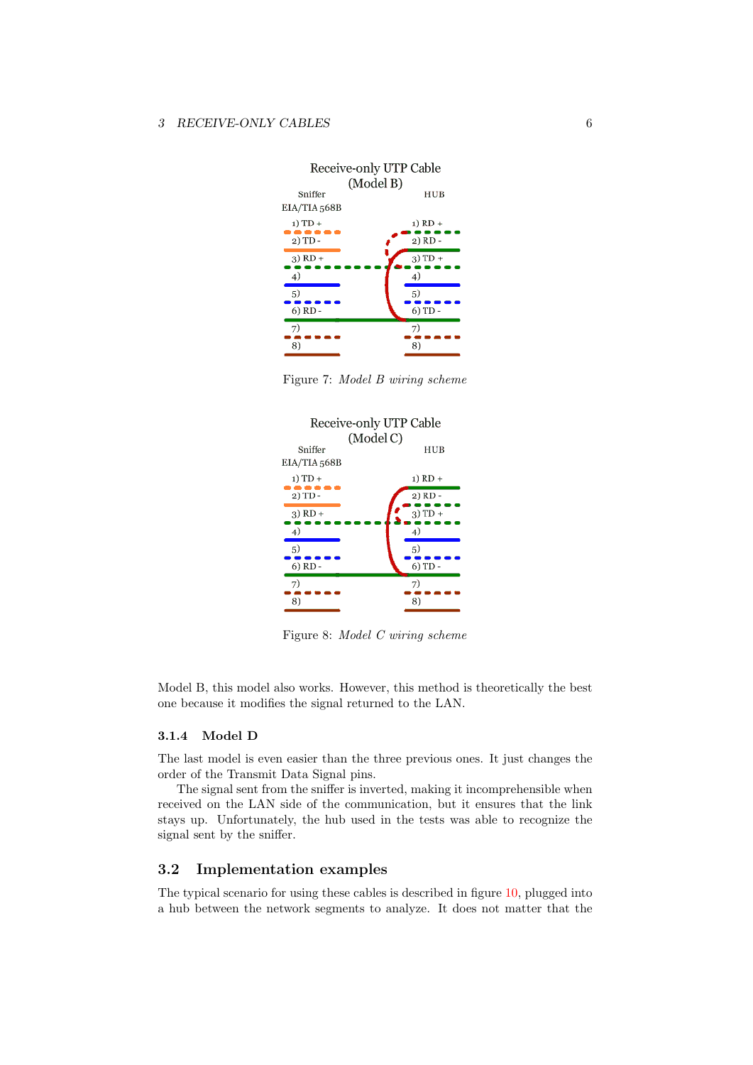Receive-only UTP Cable
(Model B)

Sniffer
EIA/TIA 568B

HUB

1) TD +
2) TD -
3) RD +
4)
5)
6) RD -
7)
8)

1) RD +
2) RD -
3) TD +
4)
5)
6) TD -
7)
8)

Figure 7: *Model B wiring scheme*

Receive-only UTP Cable
(Model C)

Sniffer
EIA/TIA 568B

HUB

1) TD +
2) TD -
3) RD +
4)
5)
6) RD -
7)
8)

1) RD +
2) RD -
3) TD +
4)
5)
6) TD -
7)
8)

Figure 8: *Model C wiring scheme*

Model B, this model also works. However, this method is theoretically the best one because it modifies the signal returned to the LAN.

#### 3.1.4 Model D

The last model is even easier than the three previous ones. It just changes the order of the Transmit Data Signal pins.

The signal sent from the sniffer is inverted, making it incomprehensible when received on the LAN side of the communication, but it ensures that the link stays up. Unfortunately, the hub used in the tests was able to recognize the signal sent by the sniffer.

### 3.2 Implementation examples

The typical scenario for using these cables is described in figure 10, plugged into a hub between the network segments to analyze. It does not matter that the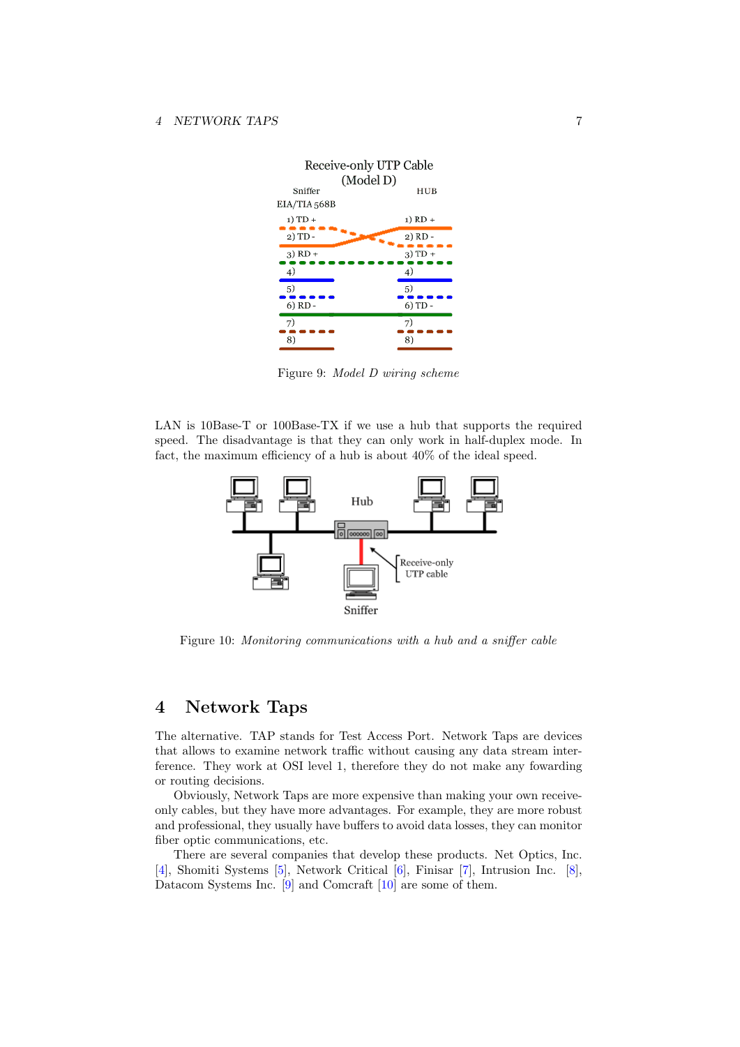Receive-only UTP Cable
(Model D)

Sniffer
EIA/TIA 568B

HUB

1) TD +
2) TD -
3) RD +
4)
5)
6) RD -
7)
8)

1) RD +
2) RD -
3) TD +
4)
5)
6) TD -
7)
8)

Figure 9: *Model D wiring scheme*

LAN is 10Base-T or 100Base-TX if we use a hub that supports the required speed. The disadvantage is that they can only work in half-duplex mode. In fact, the maximum efficiency of a hub is about 40% of the ideal speed.

Hub

Receive-only
UTP cable

Sniffer

Figure 10: *Monitoring communications with a hub and a sniffer cable*

# 4 Network Taps

The alternative. TAP stands for Test Access Port. Network Taps are devices that allows to examine network traffic without causing any data stream interference. They work at OSI level 1, therefore they do not make any fowarding or routing decisions.

Obviously, Network Taps are more expensive than making your own receive-only cables, but they have more advantages. For example, they are more robust and professional, they usually have buffers to avoid data losses, they can monitor fiber optic communications, etc.

There are several companies that develop these products. Net Optics, Inc. [4], Shomiti Systems [5], Network Critical [6], Finisar [7], Intrusion Inc. [8], Datacom Systems Inc. [9] and Comcraft [10] are some of them.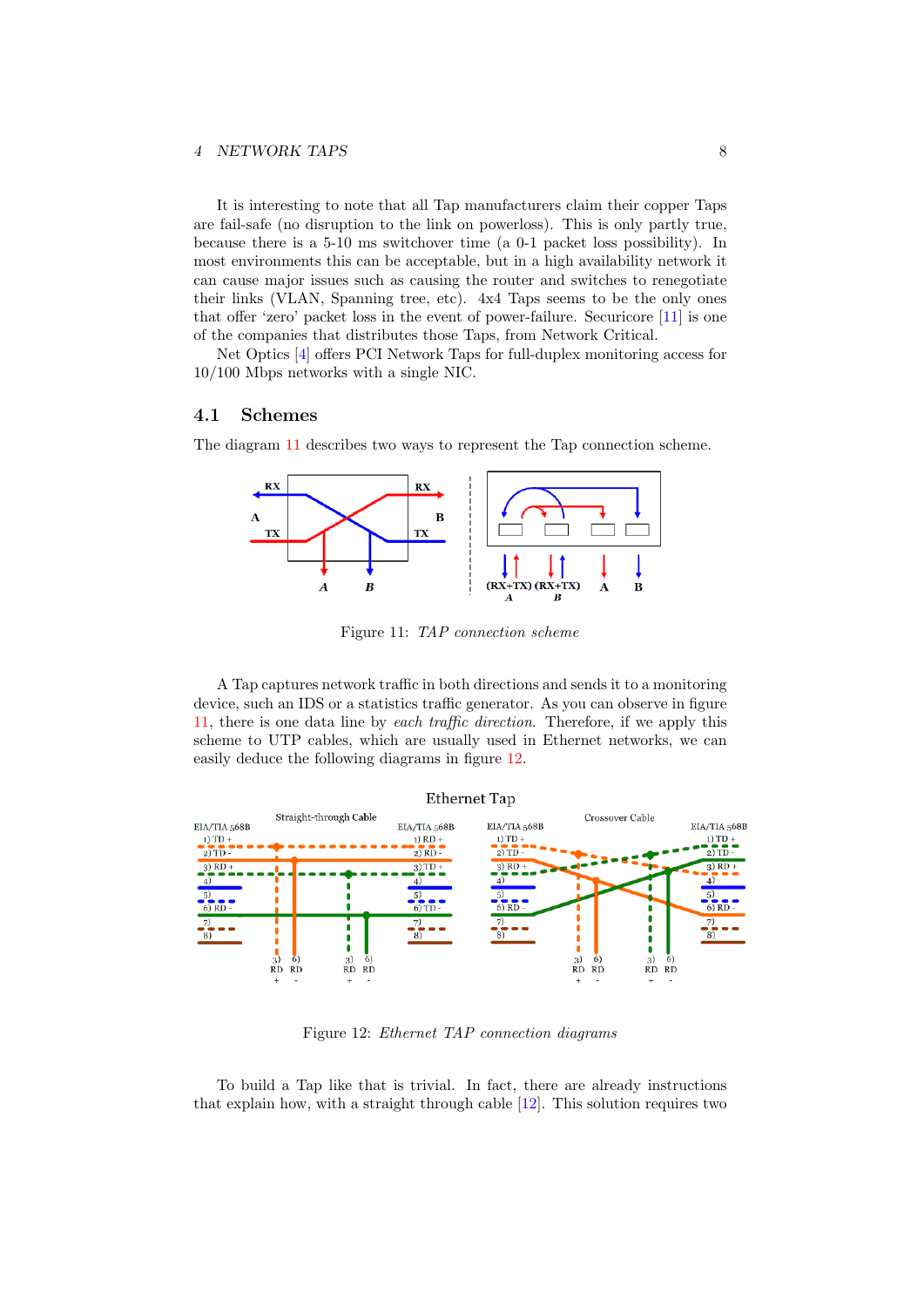It is interesting to note that all Tap manufacturers claim their copper Taps are fail-safe (no disruption to the link on powerloss). This is only partly true, because there is a 5-10 ms switchover time (a 0-1 packet loss possibility). In most environments this can be acceptable, but in a high availability network it can cause major issues such as causing the router and switches to renegotiate their links (VLAN, Spanning tree, etc). 4x4 Taps seems to be the only ones that offer 'zero' packet loss in the event of power-failure. Securicore [11] is one of the companies that distributes those Taps, from Network Critical.

Net Optics [4] offers PCI Network Taps for full-duplex monitoring access for 10/100 Mbps networks with a single NIC.

## 4.1 Schemes

The diagram 11 describes two ways to represent the Tap connection scheme.

RX
A
TX
RX
B
TX
A
B
(RX+TX) A
(RX+TX) B
A
B

Figure 11: *TAP connection scheme*

A Tap captures network traffic in both directions and sends it to a monitoring device, such an IDS or a statistics traffic generator. As you can observe in figure 11, there is one data line by *each traffic direction*. Therefore, if we apply this scheme to UTP cables, which are usually used in Ethernet networks, we can easily deduce the following diagrams in figure 12.

Ethernet Tap

Straight-through Cable
EIA/TIA 568B
1) TD +
2) TD -
3) RD +
4)
5)
6) RD -
7)
8)
EIA/TIA 568B
1) RD +
2) RD -
3) TD +
4)
5)
6) TD -
7)
8)
3) RD +
6) RD -
3) RD +
6) RD -

Crossover Cable
EIA/TIA 568B
1) TD +
2) TD -
3) RD +
4)
5)
6) RD -
7)
8)
EIA/TIA 568B
1) TD +
2) TD -
3) RD +
4)
5)
6) RD -
7)
8)
3) RD +
6) RD -
3) RD +
6) RD -

Figure 12: *Ethernet TAP connection diagrams*

To build a Tap like that is trivial. In fact, there are already instructions that explain how, with a straight through cable [12]. This solution requires two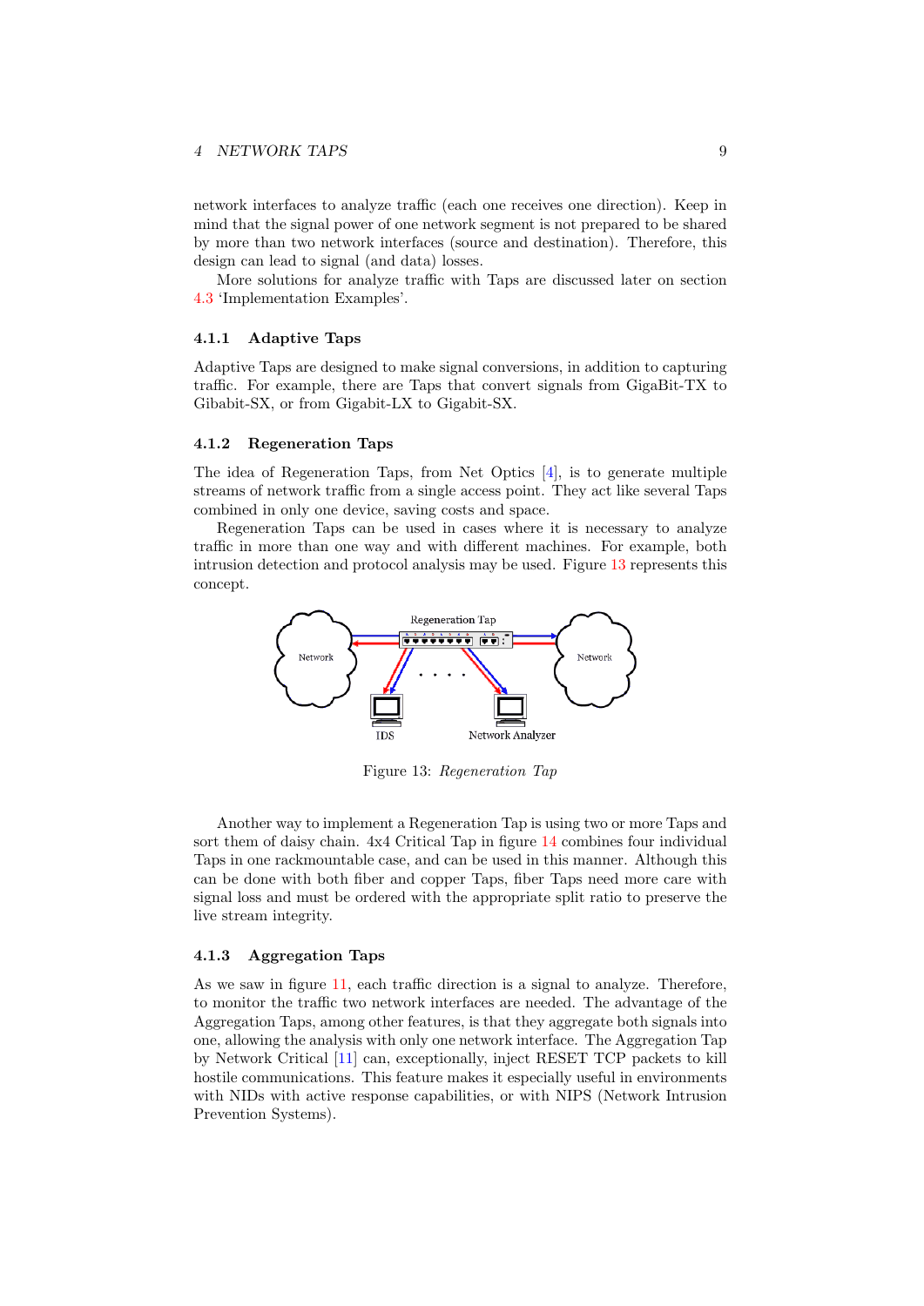network interfaces to analyze traffic (each one receives one direction). Keep in mind that the signal power of one network segment is not prepared to be shared by more than two network interfaces (source and destination). Therefore, this design can lead to signal (and data) losses.

More solutions for analyze traffic with Taps are discussed later on section 4.3 'Implementation Examples'.

### 4.1.1 Adaptive Taps

Adaptive Taps are designed to make signal conversions, in addition to capturing traffic. For example, there are Taps that convert signals from GigaBit-TX to Gibabit-SX, or from Gigabit-LX to Gigabit-SX.

### 4.1.2 Regeneration Taps

The idea of Regeneration Taps, from Net Optics [4], is to generate multiple streams of network traffic from a single access point. They act like several Taps combined in only one device, saving costs and space.

Regeneration Taps can be used in cases where it is necessary to analyze traffic in more than one way and with different machines. For example, both intrusion detection and protocol analysis may be used. Figure 13 represents this concept.

Regeneration Tap

Network

Network

IDS

Network Analyzer

Figure 13: *Regeneration Tap*

Another way to implement a Regeneration Tap is using two or more Taps and sort them of daisy chain. 4x4 Critical Tap in figure 14 combines four individual Taps in one rackmountable case, and can be used in this manner. Although this can be done with both fiber and copper Taps, fiber Taps need more care with signal loss and must be ordered with the appropriate split ratio to preserve the live stream integrity.

### 4.1.3 Aggregation Taps

As we saw in figure 11, each traffic direction is a signal to analyze. Therefore, to monitor the traffic two network interfaces are needed. The advantage of the Aggregation Taps, among other features, is that they aggregate both signals into one, allowing the analysis with only one network interface. The Aggregation Tap by Network Critical [11] can, exceptionally, inject RESET TCP packets to kill hostile communications. This feature makes it especially useful in environments with NIDs with active response capabilities, or with NIPS (Network Intrusion Prevention Systems).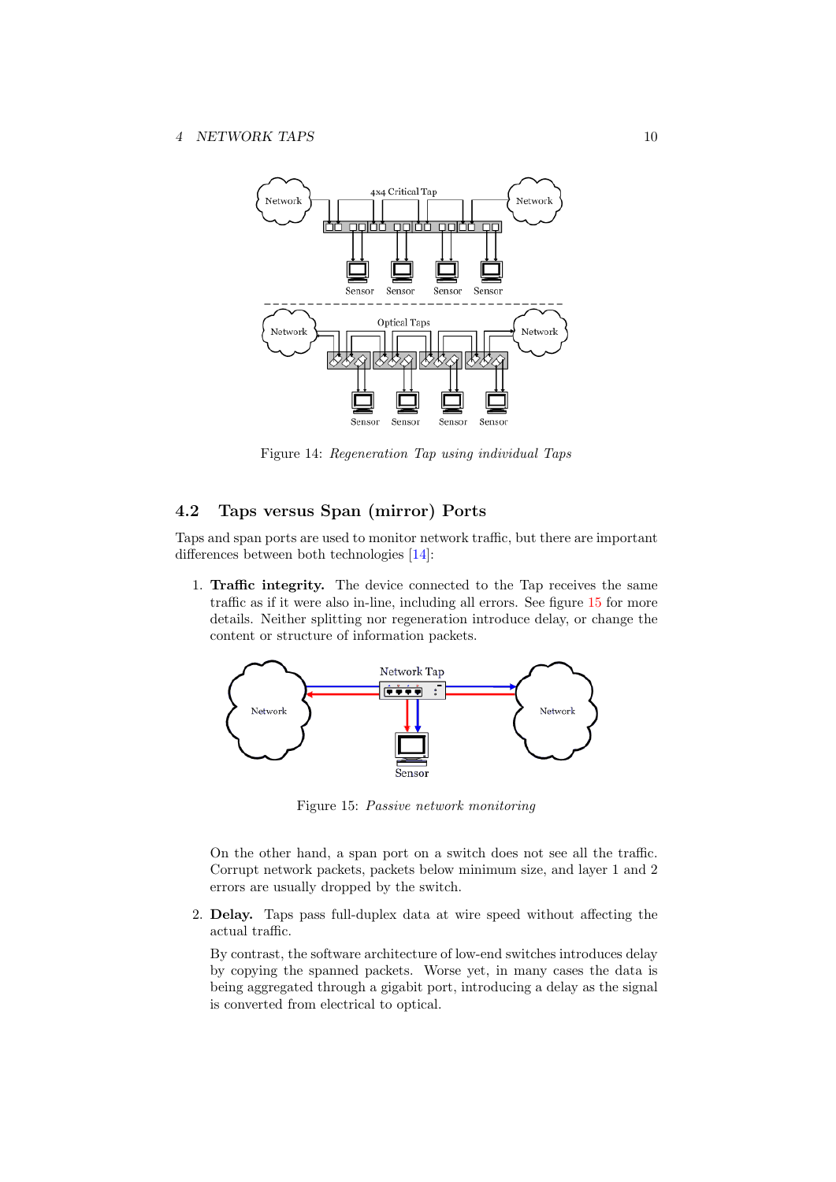4x4 Critical Tap

Network

Network

Sensor Sensor Sensor Sensor

Optical Taps

Network

Network

Sensor Sensor Sensor Sensor

Figure 14: *Regeneration Tap using individual Taps*

## 4.2 Taps versus Span (mirror) Ports

Taps and span ports are used to monitor network traffic, but there are important differences between both technologies [14]:

1. **Traffic integrity.** The device connected to the Tap receives the same traffic as if it were also in-line, including all errors. See figure 15 for more details. Neither splitting nor regeneration introduce delay, or change the content or structure of information packets.

   Network Tap

   Network

   Network

   Sensor

   Figure 15: *Passive network monitoring*

   On the other hand, a span port on a switch does not see all the traffic. Corrupt network packets, packets below minimum size, and layer 1 and 2 errors are usually dropped by the switch.

2. **Delay.** Taps pass full-duplex data at wire speed without affecting the actual traffic.

   By contrast, the software architecture of low-end switches introduces delay by copying the spanned packets. Worse yet, in many cases the data is being aggregated through a gigabit port, introducing a delay as the signal is converted from electrical to optical.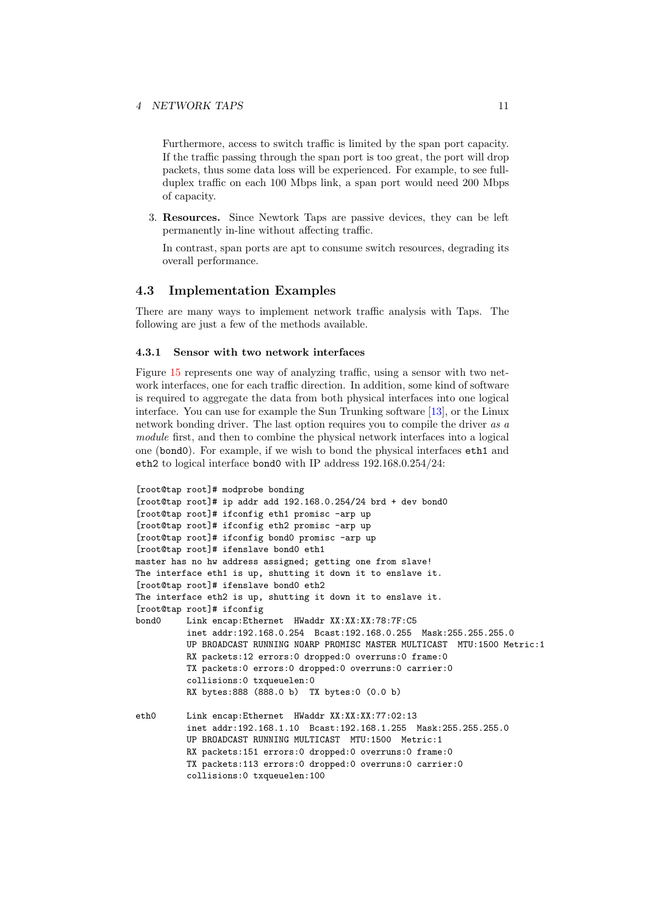Furthermore, access to switch traffic is limited by the span port capacity. If the traffic passing through the span port is too great, the port will drop packets, thus some data loss will be experienced. For example, to see full-duplex traffic on each 100 Mbps link, a span port would need 200 Mbps of capacity.

3. **Resources.** Since Newtork Taps are passive devices, they can be left permanently in-line without affecting traffic.

   In contrast, span ports are apt to consume switch resources, degrading its overall performance.

## 4.3 Implementation Examples

There are many ways to implement network traffic analysis with Taps. The following are just a few of the methods available.

### 4.3.1 Sensor with two network interfaces

Figure 15 represents one way of analyzing traffic, using a sensor with two network interfaces, one for each traffic direction. In addition, some kind of software is required to aggregate the data from both physical interfaces into one logical interface. You can use for example the Sun Trunking software [13], or the Linux network bonding driver. The last option requires you to compile the driver *as a module* first, and then to combine the physical network interfaces into a logical one (`bond0`). For example, if we wish to bond the physical interfaces `eth1` and `eth2` to logical interface `bond0` with IP address 192.168.0.254/24:

```
[root@tap root]# modprobe bonding
[root@tap root]# ip addr add 192.168.0.254/24 brd + dev bond0
[root@tap root]# ifconfig eth1 promisc -arp up
[root@tap root]# ifconfig eth2 promisc -arp up
[root@tap root]# ifconfig bond0 promisc -arp up
[root@tap root]# ifenslave bond0 eth1
master has no hw address assigned; getting one from slave!
The interface eth1 is up, shutting it down it to enslave it.
[root@tap root]# ifenslave bond0 eth2
The interface eth2 is up, shutting it down it to enslave it.
[root@tap root]# ifconfig
bond0     Link encap:Ethernet  HWaddr XX:XX:XX:78:7F:C5
          inet addr:192.168.0.254  Bcast:192.168.0.255  Mask:255.255.255.0
          UP BROADCAST RUNNING NOARP PROMISC MASTER MULTICAST  MTU:1500 Metric:1
          RX packets:12 errors:0 dropped:0 overruns:0 frame:0
          TX packets:0 errors:0 dropped:0 overruns:0 carrier:0
          collisions:0 txqueuelen:0
          RX bytes:888 (888.0 b)  TX bytes:0 (0.0 b)

eth0      Link encap:Ethernet  HWaddr XX:XX:XX:77:02:13
          inet addr:192.168.1.10  Bcast:192.168.1.255  Mask:255.255.255.0
          UP BROADCAST RUNNING MULTICAST  MTU:1500  Metric:1
          RX packets:151 errors:0 dropped:0 overruns:0 frame:0
          TX packets:113 errors:0 dropped:0 overruns:0 carrier:0
          collisions:0 txqueuelen:100
```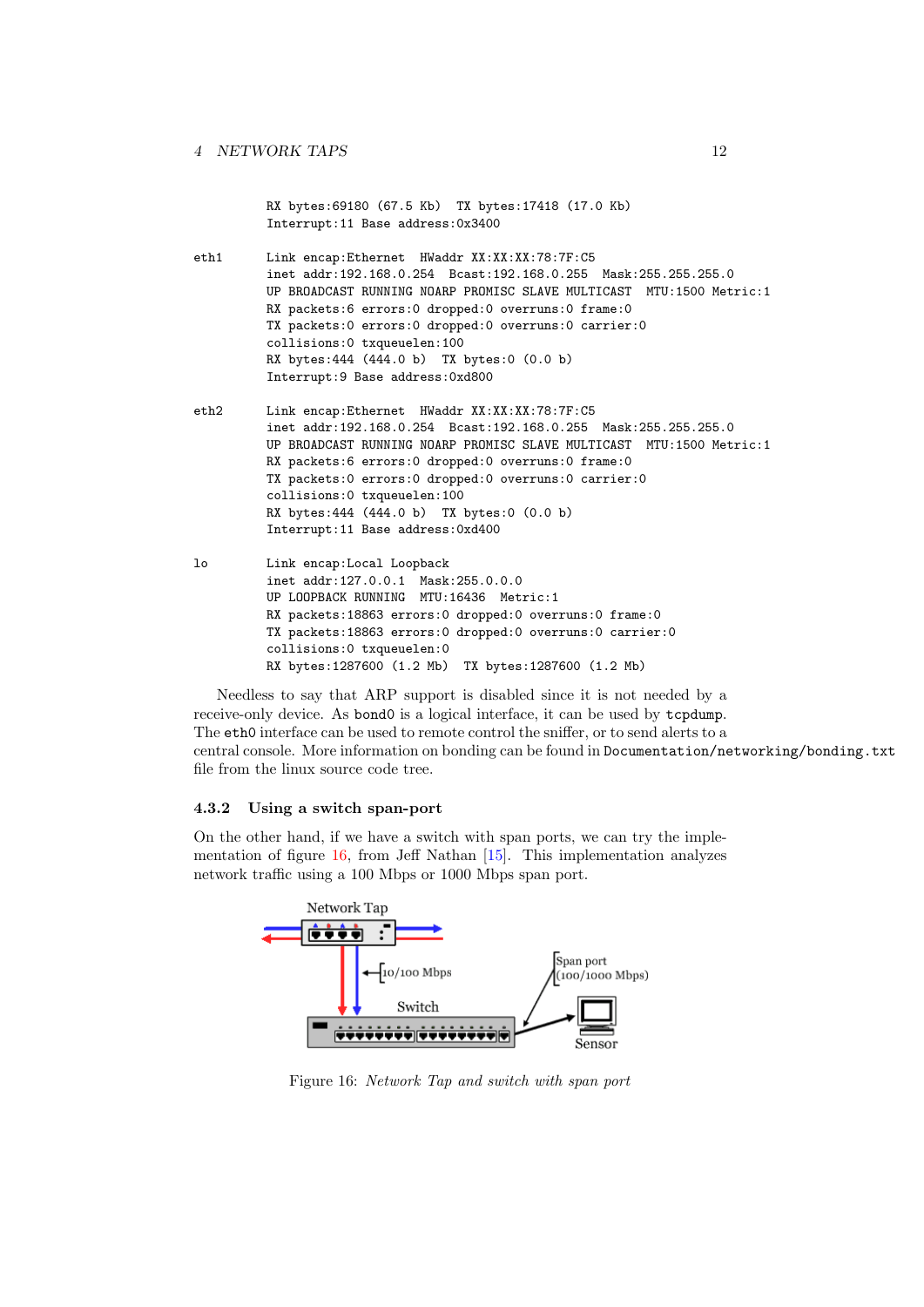```
          RX bytes:69180 (67.5 Kb)  TX bytes:17418 (17.0 Kb)
          Interrupt:11 Base address:0x3400

eth1      Link encap:Ethernet  HWaddr XX:XX:XX:78:7F:C5
          inet addr:192.168.0.254  Bcast:192.168.0.255  Mask:255.255.255.0
          UP BROADCAST RUNNING NOARP PROMISC SLAVE MULTICAST  MTU:1500 Metric:1
          RX packets:6 errors:0 dropped:0 overruns:0 frame:0
          TX packets:0 errors:0 dropped:0 overruns:0 carrier:0
          collisions:0 txqueuelen:100
          RX bytes:444 (444.0 b)  TX bytes:0 (0.0 b)
          Interrupt:9 Base address:0xd800

eth2      Link encap:Ethernet  HWaddr XX:XX:XX:78:7F:C5
          inet addr:192.168.0.254  Bcast:192.168.0.255  Mask:255.255.255.0
          UP BROADCAST RUNNING NOARP PROMISC SLAVE MULTICAST  MTU:1500 Metric:1
          RX packets:6 errors:0 dropped:0 overruns:0 frame:0
          TX packets:0 errors:0 dropped:0 overruns:0 carrier:0
          collisions:0 txqueuelen:100
          RX bytes:444 (444.0 b)  TX bytes:0 (0.0 b)
          Interrupt:11 Base address:0xd400

lo        Link encap:Local Loopback
          inet addr:127.0.0.1  Mask:255.0.0.0
          UP LOOPBACK RUNNING  MTU:16436  Metric:1
          RX packets:18863 errors:0 dropped:0 overruns:0 frame:0
          TX packets:18863 errors:0 dropped:0 overruns:0 carrier:0
          collisions:0 txqueuelen:0
          RX bytes:1287600 (1.2 Mb)  TX bytes:1287600 (1.2 Mb)
```

Needless to say that ARP support is disabled since it is not needed by a receive-only device. As `bond0` is a logical interface, it can be used by `tcpdump`. The `eth0` interface can be used to remote control the sniffer, or to send alerts to a central console. More information on bonding can be found in `Documentation/networking/bonding.txt` file from the linux source code tree.

### 4.3.2 Using a switch span-port

On the other hand, if we have a switch with span ports, we can try the implementation of figure 16, from Jeff Nathan [15]. This implementation analyzes network traffic using a 100 Mbps or 1000 Mbps span port.

Network Tap
10/100 Mbps
Switch
Span port (100/1000 Mbps)
Sensor

Figure 16: *Network Tap and switch with span port*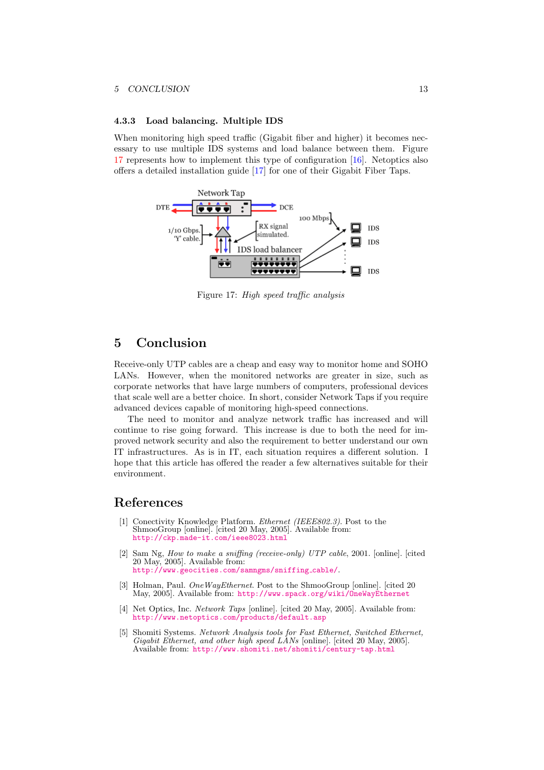### 4.3.3 Load balancing. Multiple IDS

When monitoring high speed traffic (Gigabit fiber and higher) it becomes necessary to use multiple IDS systems and load balance between them. Figure 17 represents how to implement this type of configuration [16]. Netoptics also offers a detailed installation guide [17] for one of their Gigabit Fiber Taps.

Network Tap
DTE
DCE
100 Mbps
1/10 Gbps. 'Y' cable.
RX signal simulated.
IDS
IDS
IDS load balancer
IDS

Figure 17: *High speed traffic analysis*

# 5 Conclusion

Receive-only UTP cables are a cheap and easy way to monitor home and SOHO LANs. However, when the monitored networks are greater in size, such as corporate networks that have large numbers of computers, professional devices that scale well are a better choice. In short, consider Network Taps if you require advanced devices capable of monitoring high-speed connections.

The need to monitor and analyze network traffic has increased and will continue to rise going forward. This increase is due to both the need for improved network security and also the requirement to better understand our own IT infrastructures. As is in IT, each situation requires a different solution. I hope that this article has offered the reader a few alternatives suitable for their environment.

# References

[1] Conectivity Knowledge Platform. *Ethernet (IEEE802.3)*. Post to the ShmooGroup [online]. [cited 20 May, 2005]. Available from: http://ckp.made-it.com/ieee8023.html

[2] Sam Ng, *How to make a sniffing (receive-only) UTP cable*, 2001. [online]. [cited 20 May, 2005]. Available from: http://www.geocities.com/samngms/sniffing_cable/.

[3] Holman, Paul. *OneWayEthernet*. Post to the ShmooGroup [online]. [cited 20 May, 2005]. Available from: http://www.spack.org/wiki/OneWayEthernet

[4] Net Optics, Inc. *Network Taps* [online]. [cited 20 May, 2005]. Available from: http://www.netoptics.com/products/default.asp

[5] Shomiti Systems. *Network Analysis tools for Fast Ethernet, Switched Ethernet, Gigabit Ethernet, and other high speed LANs* [online]. [cited 20 May, 2005]. Available from: http://www.shomiti.net/shomiti/century-tap.html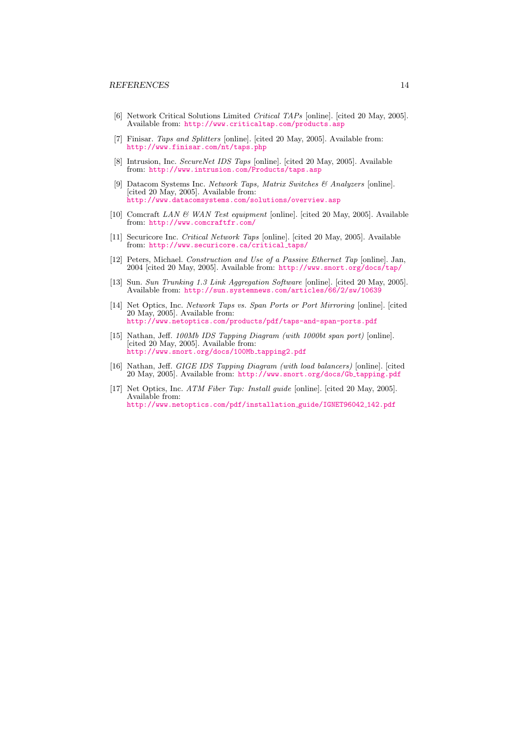[6] Network Critical Solutions Limited *Critical TAPs* [online]. [cited 20 May, 2005]. Available from: http://www.criticaltap.com/products.asp

[7] Finisar. *Taps and Splitters* [online]. [cited 20 May, 2005]. Available from: http://www.finisar.com/nt/taps.php

[8] Intrusion, Inc. *SecureNet IDS Taps* [online]. [cited 20 May, 2005]. Available from: http://www.intrusion.com/Products/taps.asp

[9] Datacom Systems Inc. *Network Taps, Matrix Switches & Analyzers* [online]. [cited 20 May, 2005]. Available from: http://www.datacomsystems.com/solutions/overview.asp

[10] Comcraft *LAN & WAN Test equipment* [online]. [cited 20 May, 2005]. Available from: http://www.comcraftfr.com/

[11] Securicore Inc. *Critical Network Taps* [online]. [cited 20 May, 2005]. Available from: http://www.securicore.ca/critical_taps/

[12] Peters, Michael. *Construction and Use of a Passive Ethernet Tap* [online]. Jan, 2004 [cited 20 May, 2005]. Available from: http://www.snort.org/docs/tap/

[13] Sun. *Sun Trunking 1.3 Link Aggregation Software* [online]. [cited 20 May, 2005]. Available from: http://sun.systemnews.com/articles/66/2/sw/10639

[14] Net Optics, Inc. *Network Taps vs. Span Ports or Port Mirroring* [online]. [cited 20 May, 2005]. Available from: http://www.netoptics.com/products/pdf/taps-and-span-ports.pdf

[15] Nathan, Jeff. *100Mb IDS Tapping Diagram (with 1000bt span port)* [online]. [cited 20 May, 2005]. Available from: http://www.snort.org/docs/100Mb_tapping2.pdf

[16] Nathan, Jeff. *GIGE IDS Tapping Diagram (with load balancers)* [online]. [cited 20 May, 2005]. Available from: http://www.snort.org/docs/Gb_tapping.pdf

[17] Net Optics, Inc. *ATM Fiber Tap: Install guide* [online]. [cited 20 May, 2005]. Available from: http://www.netoptics.com/pdf/installation_guide/IGNET96042_142.pdf